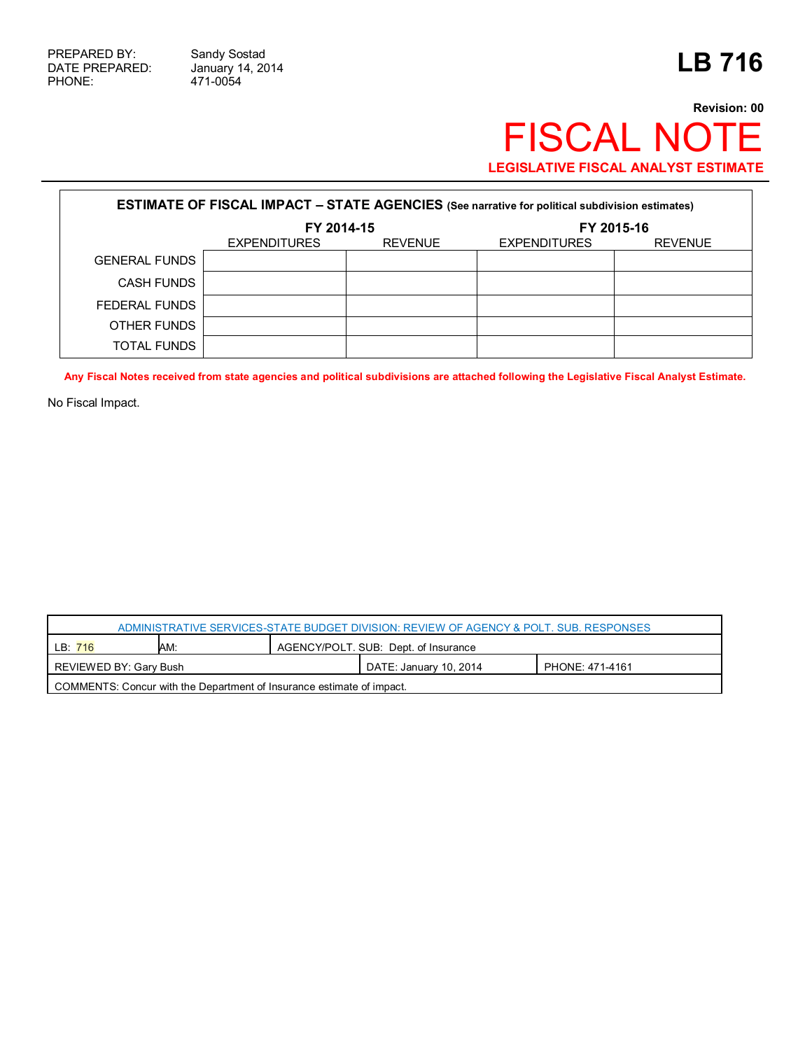PREPARED BY: Sandy Sostad
DATE PREPARED: January 14, 2014
PHONE: 471-0054

# LB 716

**Revision: 00**

# FISCAL NOTE

**LEGISLATIVE FISCAL ANALYST ESTIMATE**

**ESTIMATE OF FISCAL IMPACT – STATE AGENCIES** (See narrative for political subdivision estimates)

| | FY 2014-15 | | FY 2015-16 | |
|---|---|---|---|---|
| | EXPENDITURES | REVENUE | EXPENDITURES | REVENUE |
| GENERAL FUNDS | | | | |
| CASH FUNDS | | | | |
| FEDERAL FUNDS | | | | |
| OTHER FUNDS | | | | |
| TOTAL FUNDS | | | | |

**Any Fiscal Notes received from state agencies and political subdivisions are attached following the Legislative Fiscal Analyst Estimate.**

No Fiscal Impact.

| ADMINISTRATIVE SERVICES-STATE BUDGET DIVISION: REVIEW OF AGENCY & POLT. SUB. RESPONSES | | | | |
|---|---|---|---|---|
| LB: 716 | AM: | AGENCY/POLT. SUB: Dept. of Insurance | | |
| REVIEWED BY: Gary Bush | | | DATE: January 10, 2014 | PHONE: 471-4161 |
| COMMENTS: Concur with the Department of Insurance estimate of impact. | | | | |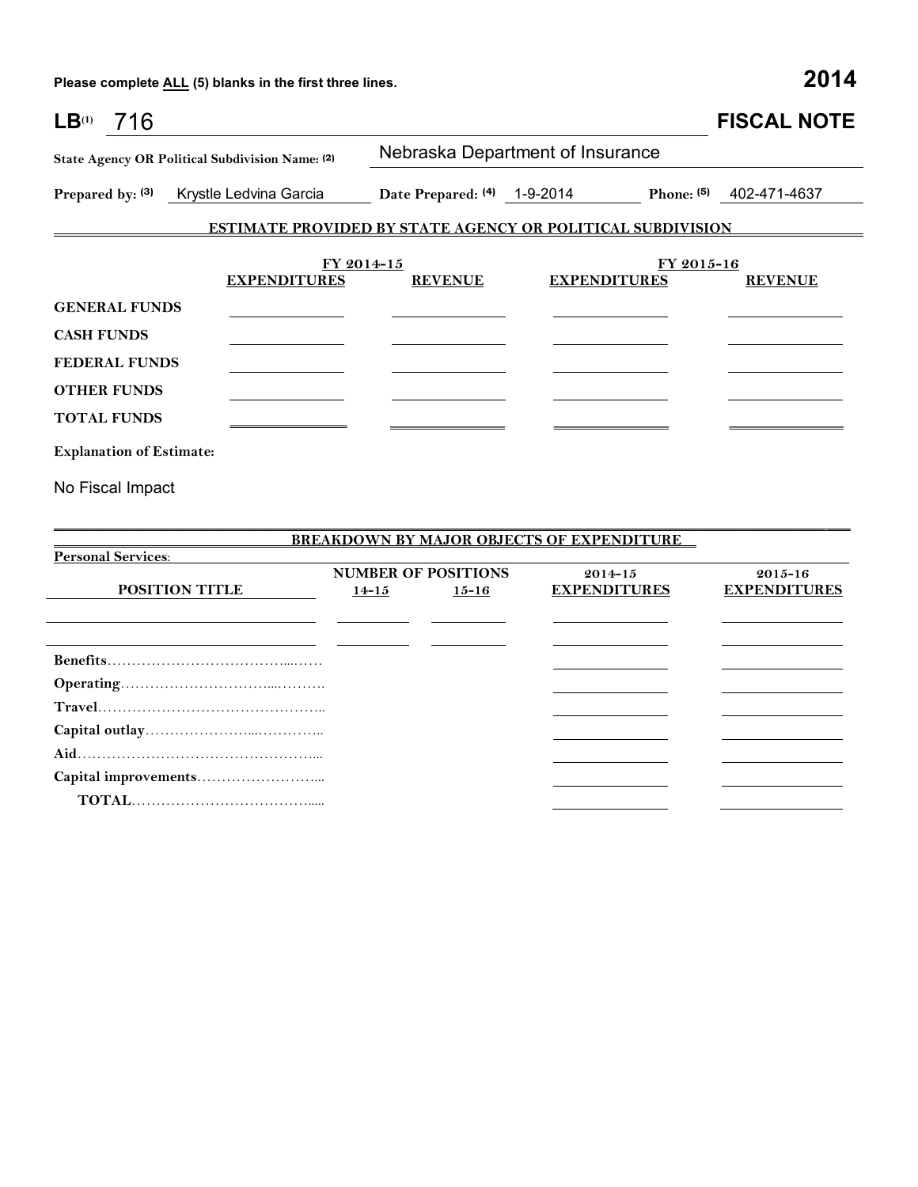**Please complete ALL (5) blanks in the first three lines.** **2014**

# LB[(1)] 716 FISCAL NOTE

**State Agency OR Political Subdivision Name:** [(2)] Nebraska Department of Insurance

**Prepared by:** [(3)] Krystle Ledvina Garcia **Date Prepared:** [(4)] 1-9-2014 **Phone:** [(5)] 402-471-4637

## ESTIMATE PROVIDED BY STATE AGENCY OR POLITICAL SUBDIVISION

| | FY 2014-15 | | FY 2015-16 | |
|---|---|---|---|---|
| | **EXPENDITURES** | **REVENUE** | **EXPENDITURES** | **REVENUE** |
| **GENERAL FUNDS** | | | | |
| **CASH FUNDS** | | | | |
| **FEDERAL FUNDS** | | | | |
| **OTHER FUNDS** | | | | |
| **TOTAL FUNDS** | | | | |

**Explanation of Estimate:**

No Fiscal Impact

## BREAKDOWN BY MAJOR OBJECTS OF EXPENDITURE

**Personal Services:**

| **POSITION TITLE** | **NUMBER OF POSITIONS 14-15** | **NUMBER OF POSITIONS 15-16** | **2014-15 EXPENDITURES** | **2015-16 EXPENDITURES** |
|---|---|---|---|---|
| | | | | |
| | | | | |
| **Benefits** | | | | |
| **Operating** | | | | |
| **Travel** | | | | |
| **Capital outlay** | | | | |
| **Aid** | | | | |
| **Capital improvements** | | | | |
| **TOTAL** | | | | |